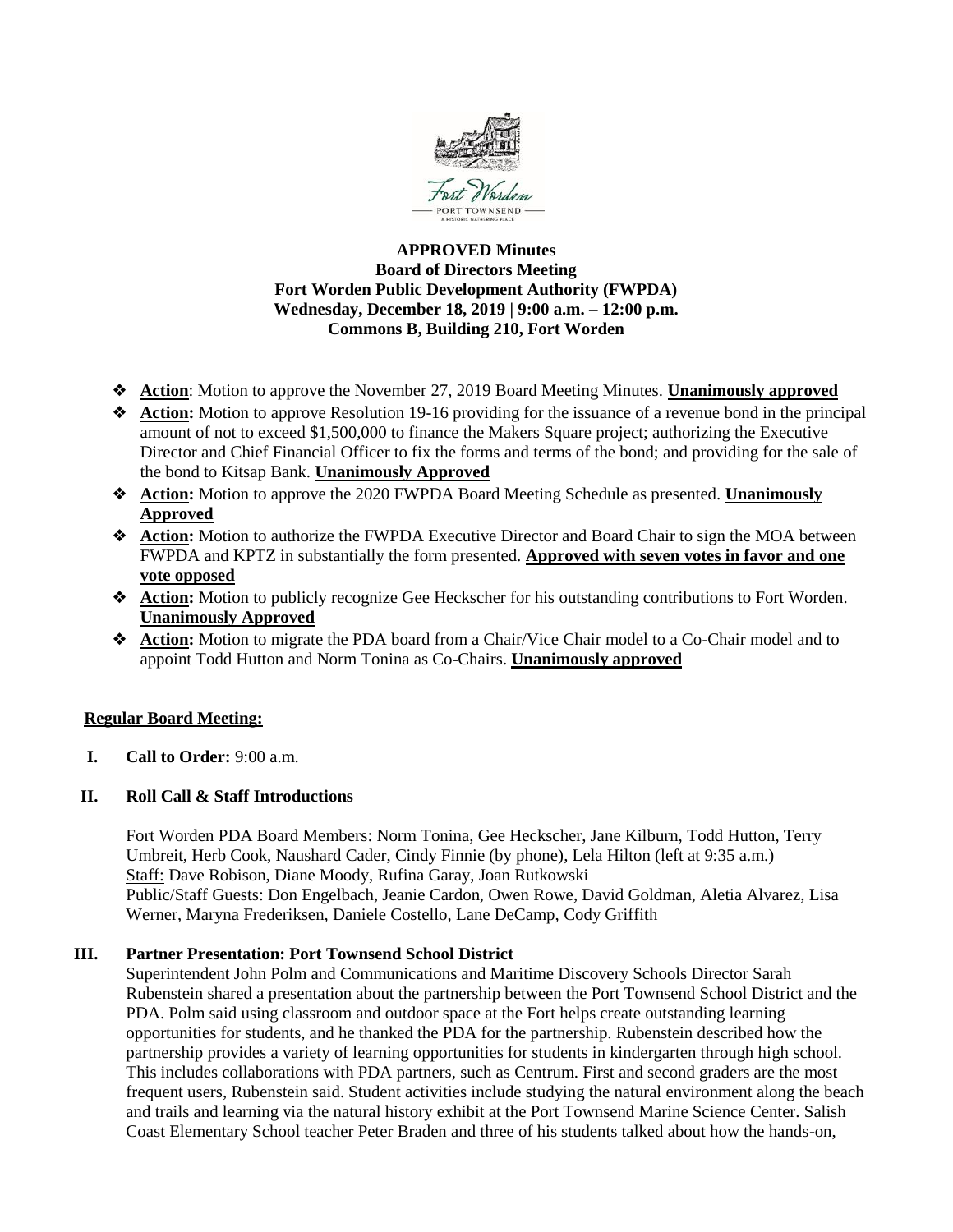**APPROVED Minutes**
**Board of Directors Meeting**
**Fort Worden Public Development Authority (FWPDA)**
**Wednesday, December 18, 2019 | 9:00 a.m. – 12:00 p.m.**
**Commons B, Building 210, Fort Worden**

- **Action**: Motion to approve the November 27, 2019 Board Meeting Minutes. **Unanimously approved**
- **Action:** Motion to approve Resolution 19-16 providing for the issuance of a revenue bond in the principal amount of not to exceed $1,500,000 to finance the Makers Square project; authorizing the Executive Director and Chief Financial Officer to fix the forms and terms of the bond; and providing for the sale of the bond to Kitsap Bank. **Unanimously Approved**
- **Action:** Motion to approve the 2020 FWPDA Board Meeting Schedule as presented. **Unanimously Approved**
- **Action:** Motion to authorize the FWPDA Executive Director and Board Chair to sign the MOA between FWPDA and KPTZ in substantially the form presented. **Approved with seven votes in favor and one vote opposed**
- **Action:** Motion to publicly recognize Gee Heckscher for his outstanding contributions to Fort Worden. **Unanimously Approved**
- **Action:** Motion to migrate the PDA board from a Chair/Vice Chair model to a Co-Chair model and to appoint Todd Hutton and Norm Tonina as Co-Chairs. **Unanimously approved**

**Regular Board Meeting:**

**I. Call to Order:** 9:00 a.m.

**II. Roll Call & Staff Introductions**

Fort Worden PDA Board Members: Norm Tonina, Gee Heckscher, Jane Kilburn, Todd Hutton, Terry Umbreit, Herb Cook, Naushard Cader, Cindy Finnie (by phone), Lela Hilton (left at 9:35 a.m.)
Staff: Dave Robison, Diane Moody, Rufina Garay, Joan Rutkowski
Public/Staff Guests: Don Engelbach, Jeanie Cardon, Owen Rowe, David Goldman, Aletia Alvarez, Lisa Werner, Maryna Frederiksen, Daniele Costello, Lane DeCamp, Cody Griffith

**III. Partner Presentation: Port Townsend School District**

Superintendent John Polm and Communications and Maritime Discovery Schools Director Sarah Rubenstein shared a presentation about the partnership between the Port Townsend School District and the PDA. Polm said using classroom and outdoor space at the Fort helps create outstanding learning opportunities for students, and he thanked the PDA for the partnership. Rubenstein described how the partnership provides a variety of learning opportunities for students in kindergarten through high school. This includes collaborations with PDA partners, such as Centrum. First and second graders are the most frequent users, Rubenstein said. Student activities include studying the natural environment along the beach and trails and learning via the natural history exhibit at the Port Townsend Marine Science Center. Salish Coast Elementary School teacher Peter Braden and three of his students talked about how the hands-on,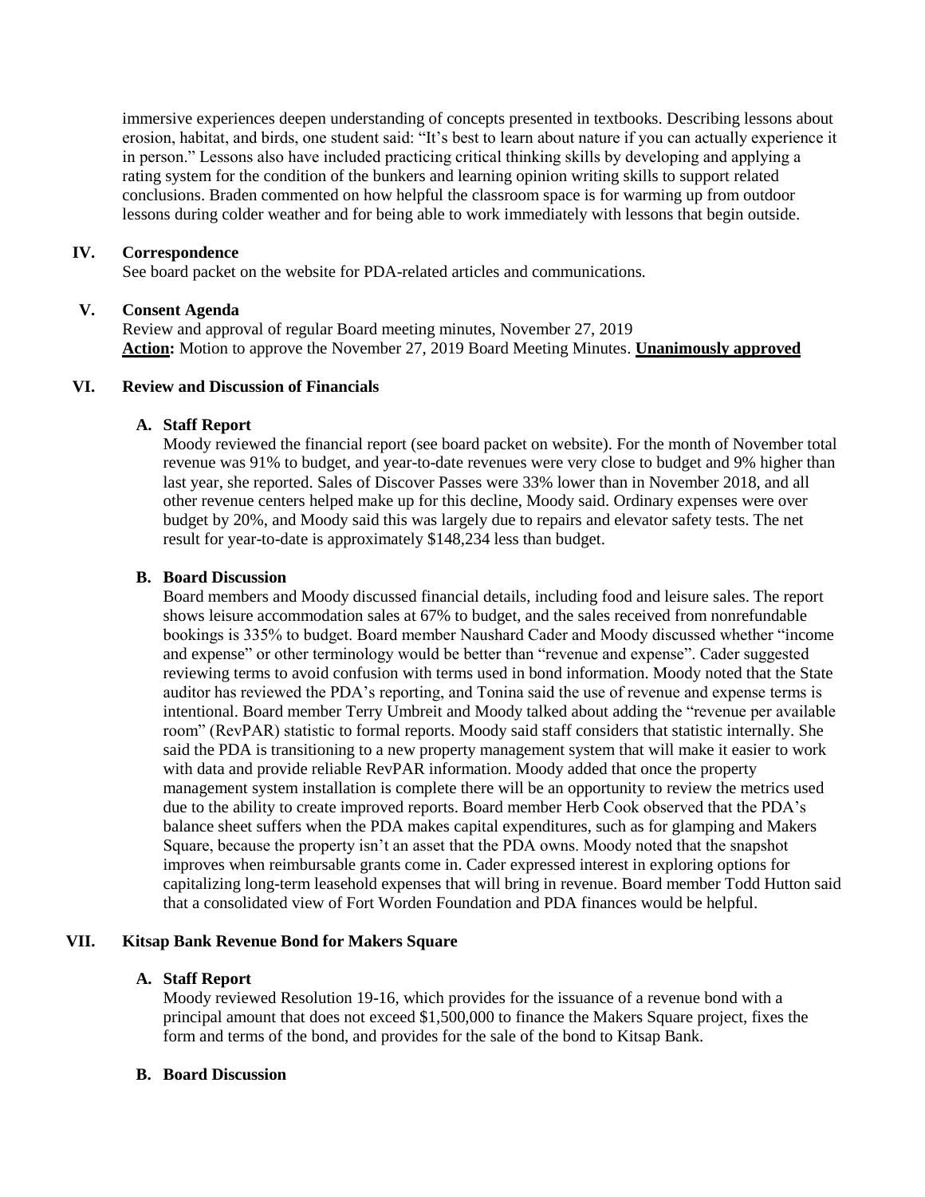immersive experiences deepen understanding of concepts presented in textbooks. Describing lessons about erosion, habitat, and birds, one student said: "It's best to learn about nature if you can actually experience it in person." Lessons also have included practicing critical thinking skills by developing and applying a rating system for the condition of the bunkers and learning opinion writing skills to support related conclusions. Braden commented on how helpful the classroom space is for warming up from outdoor lessons during colder weather and for being able to work immediately with lessons that begin outside.

## IV. Correspondence

See board packet on the website for PDA-related articles and communications.

## V. Consent Agenda

Review and approval of regular Board meeting minutes, November 27, 2019

**Action:** Motion to approve the November 27, 2019 Board Meeting Minutes. **Unanimously approved**

## VI. Review and Discussion of Financials

### A. Staff Report

Moody reviewed the financial report (see board packet on website). For the month of November total revenue was 91% to budget, and year-to-date revenues were very close to budget and 9% higher than last year, she reported. Sales of Discover Passes were 33% lower than in November 2018, and all other revenue centers helped make up for this decline, Moody said. Ordinary expenses were over budget by 20%, and Moody said this was largely due to repairs and elevator safety tests. The net result for year-to-date is approximately $148,234 less than budget.

### B. Board Discussion

Board members and Moody discussed financial details, including food and leisure sales. The report shows leisure accommodation sales at 67% to budget, and the sales received from nonrefundable bookings is 335% to budget. Board member Naushard Cader and Moody discussed whether "income and expense" or other terminology would be better than "revenue and expense". Cader suggested reviewing terms to avoid confusion with terms used in bond information. Moody noted that the State auditor has reviewed the PDA's reporting, and Tonina said the use of revenue and expense terms is intentional. Board member Terry Umbreit and Moody talked about adding the "revenue per available room" (RevPAR) statistic to formal reports. Moody said staff considers that statistic internally. She said the PDA is transitioning to a new property management system that will make it easier to work with data and provide reliable RevPAR information. Moody added that once the property management system installation is complete there will be an opportunity to review the metrics used due to the ability to create improved reports. Board member Herb Cook observed that the PDA's balance sheet suffers when the PDA makes capital expenditures, such as for glamping and Makers Square, because the property isn't an asset that the PDA owns. Moody noted that the snapshot improves when reimbursable grants come in. Cader expressed interest in exploring options for capitalizing long-term leasehold expenses that will bring in revenue. Board member Todd Hutton said that a consolidated view of Fort Worden Foundation and PDA finances would be helpful.

## VII. Kitsap Bank Revenue Bond for Makers Square

### A. Staff Report

Moody reviewed Resolution 19-16, which provides for the issuance of a revenue bond with a principal amount that does not exceed $1,500,000 to finance the Makers Square project, fixes the form and terms of the bond, and provides for the sale of the bond to Kitsap Bank.

### B. Board Discussion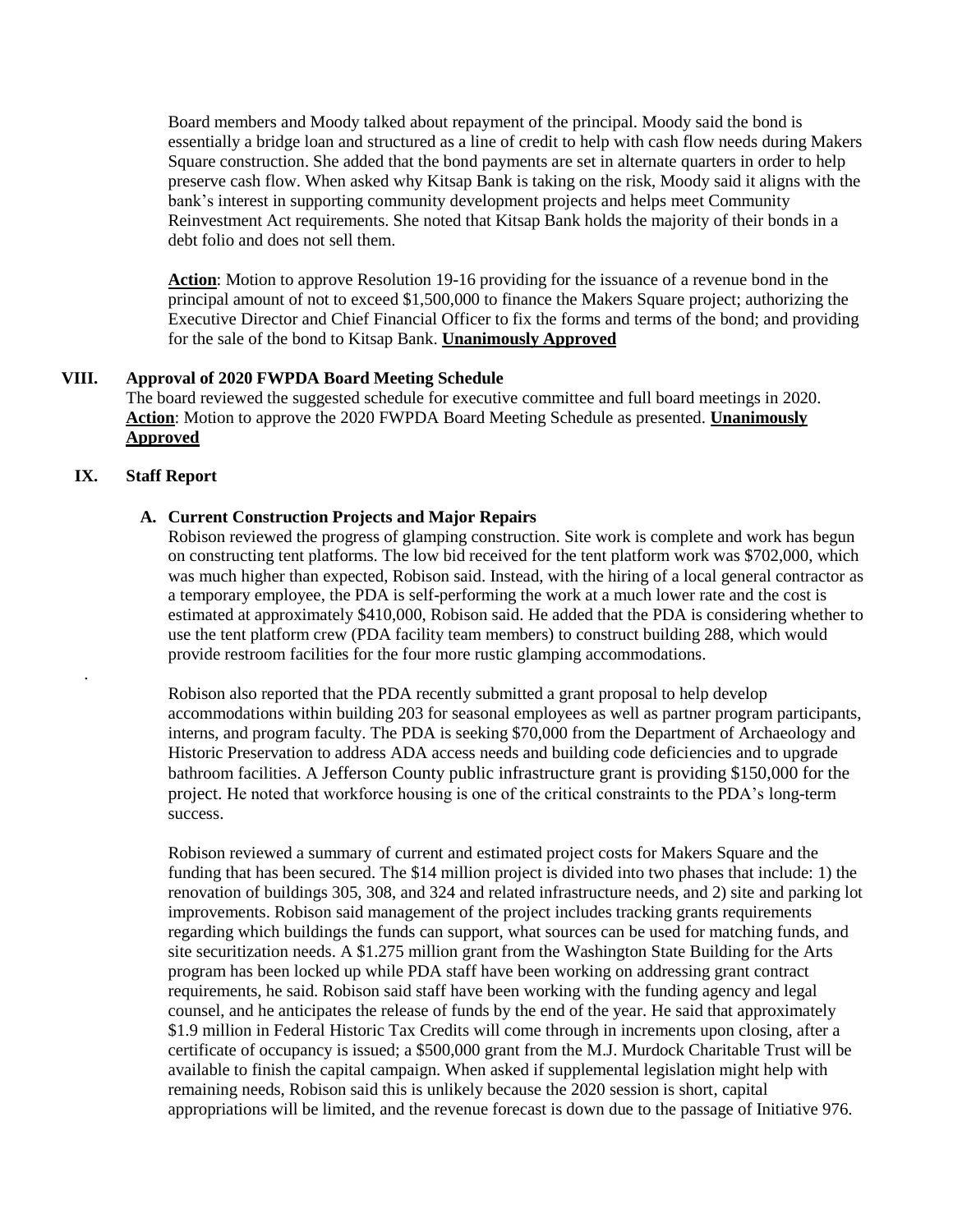Board members and Moody talked about repayment of the principal. Moody said the bond is essentially a bridge loan and structured as a line of credit to help with cash flow needs during Makers Square construction. She added that the bond payments are set in alternate quarters in order to help preserve cash flow. When asked why Kitsap Bank is taking on the risk, Moody said it aligns with the bank's interest in supporting community development projects and helps meet Community Reinvestment Act requirements. She noted that Kitsap Bank holds the majority of their bonds in a debt folio and does not sell them.

**Action**: Motion to approve Resolution 19-16 providing for the issuance of a revenue bond in the principal amount of not to exceed $1,500,000 to finance the Makers Square project; authorizing the Executive Director and Chief Financial Officer to fix the forms and terms of the bond; and providing for the sale of the bond to Kitsap Bank. **Unanimously Approved**

## VIII. Approval of 2020 FWPDA Board Meeting Schedule

The board reviewed the suggested schedule for executive committee and full board meetings in 2020. **Action**: Motion to approve the 2020 FWPDA Board Meeting Schedule as presented. **Unanimously Approved**

## IX. Staff Report

### A. Current Construction Projects and Major Repairs

Robison reviewed the progress of glamping construction. Site work is complete and work has begun on constructing tent platforms. The low bid received for the tent platform work was $702,000, which was much higher than expected, Robison said. Instead, with the hiring of a local general contractor as a temporary employee, the PDA is self-performing the work at a much lower rate and the cost is estimated at approximately $410,000, Robison said. He added that the PDA is considering whether to use the tent platform crew (PDA facility team members) to construct building 288, which would provide restroom facilities for the four more rustic glamping accommodations.

Robison also reported that the PDA recently submitted a grant proposal to help develop accommodations within building 203 for seasonal employees as well as partner program participants, interns, and program faculty. The PDA is seeking $70,000 from the Department of Archaeology and Historic Preservation to address ADA access needs and building code deficiencies and to upgrade bathroom facilities. A Jefferson County public infrastructure grant is providing $150,000 for the project. He noted that workforce housing is one of the critical constraints to the PDA's long-term success.

Robison reviewed a summary of current and estimated project costs for Makers Square and the funding that has been secured. The $14 million project is divided into two phases that include: 1) the renovation of buildings 305, 308, and 324 and related infrastructure needs, and 2) site and parking lot improvements. Robison said management of the project includes tracking grants requirements regarding which buildings the funds can support, what sources can be used for matching funds, and site securitization needs. A $1.275 million grant from the Washington State Building for the Arts program has been locked up while PDA staff have been working on addressing grant contract requirements, he said. Robison said staff have been working with the funding agency and legal counsel, and he anticipates the release of funds by the end of the year. He said that approximately $1.9 million in Federal Historic Tax Credits will come through in increments upon closing, after a certificate of occupancy is issued; a $500,000 grant from the M.J. Murdock Charitable Trust will be available to finish the capital campaign. When asked if supplemental legislation might help with remaining needs, Robison said this is unlikely because the 2020 session is short, capital appropriations will be limited, and the revenue forecast is down due to the passage of Initiative 976.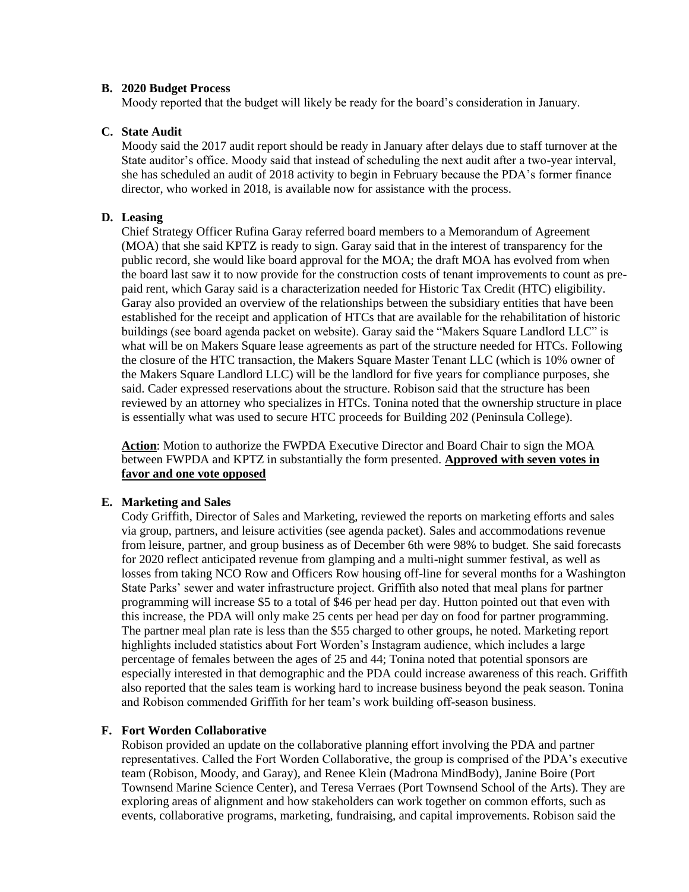**B. 2020 Budget Process**

Moody reported that the budget will likely be ready for the board's consideration in January.

**C. State Audit**

Moody said the 2017 audit report should be ready in January after delays due to staff turnover at the State auditor's office. Moody said that instead of scheduling the next audit after a two-year interval, she has scheduled an audit of 2018 activity to begin in February because the PDA's former finance director, who worked in 2018, is available now for assistance with the process.

**D. Leasing**

Chief Strategy Officer Rufina Garay referred board members to a Memorandum of Agreement (MOA) that she said KPTZ is ready to sign. Garay said that in the interest of transparency for the public record, she would like board approval for the MOA; the draft MOA has evolved from when the board last saw it to now provide for the construction costs of tenant improvements to count as pre-paid rent, which Garay said is a characterization needed for Historic Tax Credit (HTC) eligibility. Garay also provided an overview of the relationships between the subsidiary entities that have been established for the receipt and application of HTCs that are available for the rehabilitation of historic buildings (see board agenda packet on website). Garay said the "Makers Square Landlord LLC" is what will be on Makers Square lease agreements as part of the structure needed for HTCs. Following the closure of the HTC transaction, the Makers Square Master Tenant LLC (which is 10% owner of the Makers Square Landlord LLC) will be the landlord for five years for compliance purposes, she said. Cader expressed reservations about the structure. Robison said that the structure has been reviewed by an attorney who specializes in HTCs. Tonina noted that the ownership structure in place is essentially what was used to secure HTC proceeds for Building 202 (Peninsula College).

**Action**: Motion to authorize the FWPDA Executive Director and Board Chair to sign the MOA between FWPDA and KPTZ in substantially the form presented. **Approved with seven votes in favor and one vote opposed**

**E. Marketing and Sales**

Cody Griffith, Director of Sales and Marketing, reviewed the reports on marketing efforts and sales via group, partners, and leisure activities (see agenda packet). Sales and accommodations revenue from leisure, partner, and group business as of December 6th were 98% to budget. She said forecasts for 2020 reflect anticipated revenue from glamping and a multi-night summer festival, as well as losses from taking NCO Row and Officers Row housing off-line for several months for a Washington State Parks' sewer and water infrastructure project. Griffith also noted that meal plans for partner programming will increase $5 to a total of $46 per head per day. Hutton pointed out that even with this increase, the PDA will only make 25 cents per head per day on food for partner programming. The partner meal plan rate is less than the $55 charged to other groups, he noted. Marketing report highlights included statistics about Fort Worden's Instagram audience, which includes a large percentage of females between the ages of 25 and 44; Tonina noted that potential sponsors are especially interested in that demographic and the PDA could increase awareness of this reach. Griffith also reported that the sales team is working hard to increase business beyond the peak season. Tonina and Robison commended Griffith for her team's work building off-season business.

**F. Fort Worden Collaborative**

Robison provided an update on the collaborative planning effort involving the PDA and partner representatives. Called the Fort Worden Collaborative, the group is comprised of the PDA's executive team (Robison, Moody, and Garay), and Renee Klein (Madrona MindBody), Janine Boire (Port Townsend Marine Science Center), and Teresa Verraes (Port Townsend School of the Arts). They are exploring areas of alignment and how stakeholders can work together on common efforts, such as events, collaborative programs, marketing, fundraising, and capital improvements. Robison said the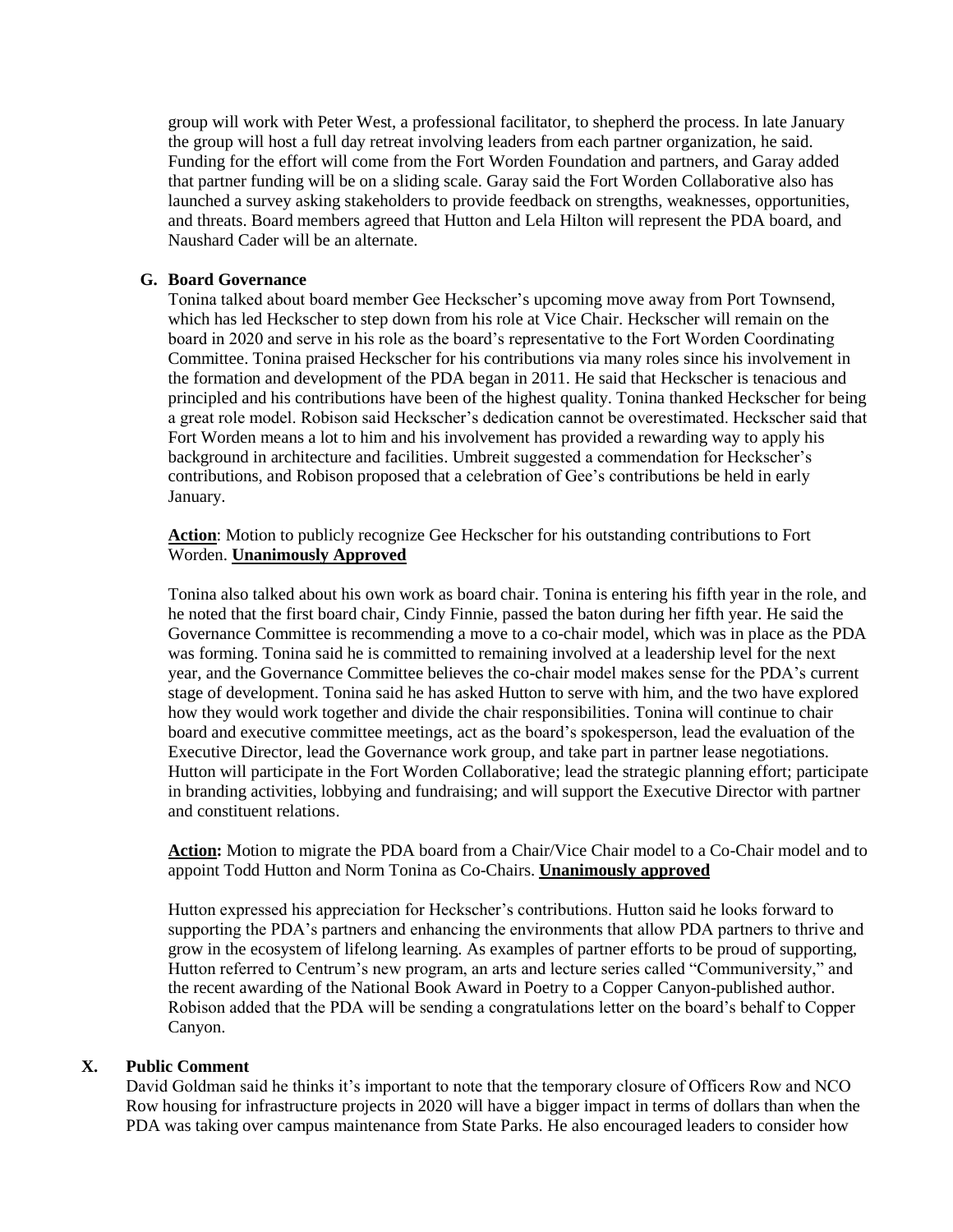group will work with Peter West, a professional facilitator, to shepherd the process. In late January the group will host a full day retreat involving leaders from each partner organization, he said. Funding for the effort will come from the Fort Worden Foundation and partners, and Garay added that partner funding will be on a sliding scale. Garay said the Fort Worden Collaborative also has launched a survey asking stakeholders to provide feedback on strengths, weaknesses, opportunities, and threats. Board members agreed that Hutton and Lela Hilton will represent the PDA board, and Naushard Cader will be an alternate.

### G. Board Governance

Tonina talked about board member Gee Heckscher's upcoming move away from Port Townsend, which has led Heckscher to step down from his role at Vice Chair. Heckscher will remain on the board in 2020 and serve in his role as the board's representative to the Fort Worden Coordinating Committee. Tonina praised Heckscher for his contributions via many roles since his involvement in the formation and development of the PDA began in 2011. He said that Heckscher is tenacious and principled and his contributions have been of the highest quality. Tonina thanked Heckscher for being a great role model. Robison said Heckscher's dedication cannot be overestimated. Heckscher said that Fort Worden means a lot to him and his involvement has provided a rewarding way to apply his background in architecture and facilities. Umbreit suggested a commendation for Heckscher's contributions, and Robison proposed that a celebration of Gee's contributions be held in early January.

**Action**: Motion to publicly recognize Gee Heckscher for his outstanding contributions to Fort Worden. **Unanimously Approved**

Tonina also talked about his own work as board chair. Tonina is entering his fifth year in the role, and he noted that the first board chair, Cindy Finnie, passed the baton during her fifth year. He said the Governance Committee is recommending a move to a co-chair model, which was in place as the PDA was forming. Tonina said he is committed to remaining involved at a leadership level for the next year, and the Governance Committee believes the co-chair model makes sense for the PDA's current stage of development. Tonina said he has asked Hutton to serve with him, and the two have explored how they would work together and divide the chair responsibilities. Tonina will continue to chair board and executive committee meetings, act as the board's spokesperson, lead the evaluation of the Executive Director, lead the Governance work group, and take part in partner lease negotiations. Hutton will participate in the Fort Worden Collaborative; lead the strategic planning effort; participate in branding activities, lobbying and fundraising; and will support the Executive Director with partner and constituent relations.

**Action:** Motion to migrate the PDA board from a Chair/Vice Chair model to a Co-Chair model and to appoint Todd Hutton and Norm Tonina as Co-Chairs. **Unanimously approved**

Hutton expressed his appreciation for Heckscher's contributions. Hutton said he looks forward to supporting the PDA's partners and enhancing the environments that allow PDA partners to thrive and grow in the ecosystem of lifelong learning. As examples of partner efforts to be proud of supporting, Hutton referred to Centrum's new program, an arts and lecture series called "Communiversity," and the recent awarding of the National Book Award in Poetry to a Copper Canyon-published author. Robison added that the PDA will be sending a congratulations letter on the board's behalf to Copper Canyon.

## X. Public Comment

David Goldman said he thinks it's important to note that the temporary closure of Officers Row and NCO Row housing for infrastructure projects in 2020 will have a bigger impact in terms of dollars than when the PDA was taking over campus maintenance from State Parks. He also encouraged leaders to consider how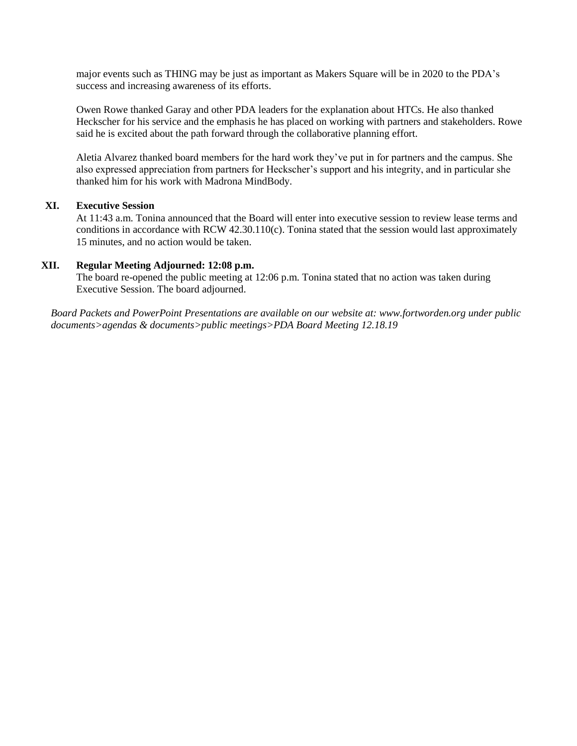major events such as THING may be just as important as Makers Square will be in 2020 to the PDA's success and increasing awareness of its efforts.

Owen Rowe thanked Garay and other PDA leaders for the explanation about HTCs. He also thanked Heckscher for his service and the emphasis he has placed on working with partners and stakeholders. Rowe said he is excited about the path forward through the collaborative planning effort.

Aletia Alvarez thanked board members for the hard work they've put in for partners and the campus. She also expressed appreciation from partners for Heckscher's support and his integrity, and in particular she thanked him for his work with Madrona MindBody.

## XI. Executive Session

At 11:43 a.m. Tonina announced that the Board will enter into executive session to review lease terms and conditions in accordance with RCW 42.30.110(c). Tonina stated that the session would last approximately 15 minutes, and no action would be taken.

## XII. Regular Meeting Adjourned: 12:08 p.m.

The board re-opened the public meeting at 12:06 p.m. Tonina stated that no action was taken during Executive Session. The board adjourned.

*Board Packets and PowerPoint Presentations are available on our website at: www.fortworden.org under public documents>agendas & documents>public meetings>PDA Board Meeting 12.18.19*